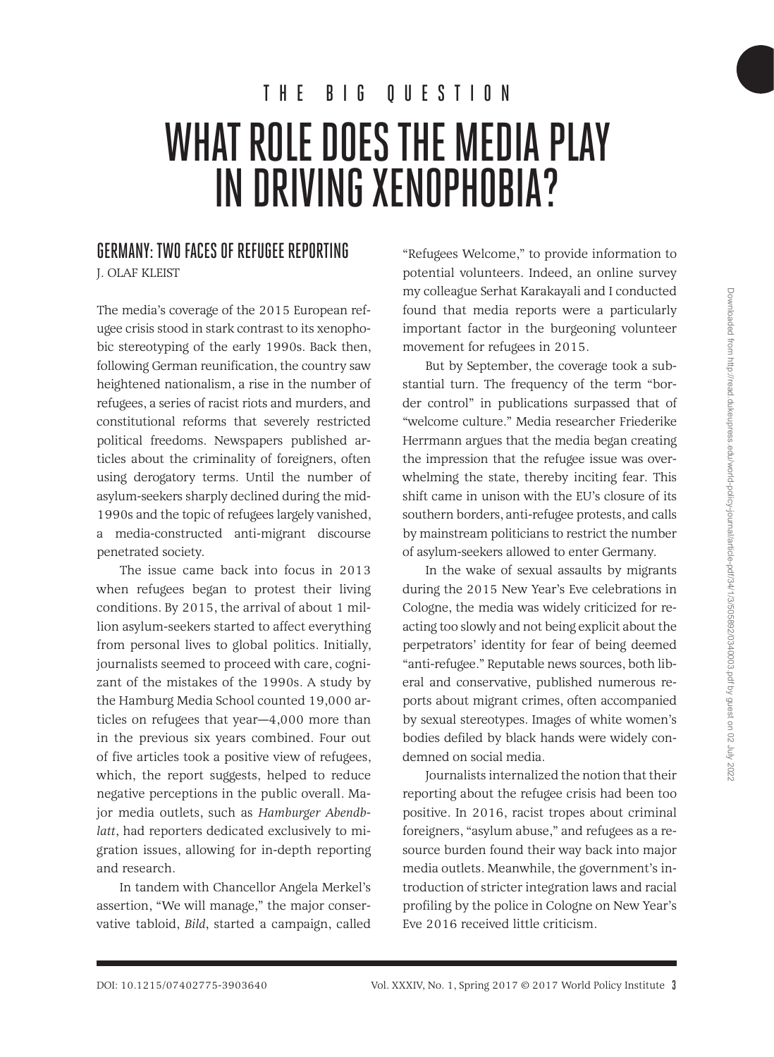THE BIG QUESTION

# WHAT ROLE DOES THE MEDIA PLAY IN DRIVING XENOPHOBIA?

## GERMANY: TWO FACES OF REFUGEE REPORTING

J. OLAF KLEIST

The media's coverage of the 2015 European refugee crisis stood in stark contrast to its xenophobic stereotyping of the early 1990s. Back then, following German reunification, the country saw heightened nationalism, a rise in the number of refugees, a series of racist riots and murders, and constitutional reforms that severely restricted political freedoms. Newspapers published articles about the criminality of foreigners, often using derogatory terms. Until the number of asylum-seekers sharply declined during the mid-1990s and the topic of refugees largely vanished, a media-constructed anti-migrant discourse penetrated society.

The issue came back into focus in 2013 when refugees began to protest their living conditions. By 2015, the arrival of about 1 million asylum-seekers started to affect everything from personal lives to global politics. Initially, journalists seemed to proceed with care, cognizant of the mistakes of the 1990s. A study by the Hamburg Media School counted 19,000 articles on refugees that year—4,000 more than in the previous six years combined. Four out of five articles took a positive view of refugees, which, the report suggests, helped to reduce negative perceptions in the public overall. Major media outlets, such as *Hamburger Abendblatt*, had reporters dedicated exclusively to migration issues, allowing for in-depth reporting and research.

In tandem with Chancellor Angela Merkel's assertion, "We will manage," the major conservative tabloid, *Bild*, started a campaign, called "Refugees Welcome," to provide information to potential volunteers. Indeed, an online survey my colleague Serhat Karakayali and I conducted found that media reports were a particularly important factor in the burgeoning volunteer movement for refugees in 2015.

But by September, the coverage took a substantial turn. The frequency of the term "border control" in publications surpassed that of "welcome culture." Media researcher Friederike Herrmann argues that the media began creating the impression that the refugee issue was overwhelming the state, thereby inciting fear. This shift came in unison with the EU's closure of its southern borders, anti-refugee protests, and calls by mainstream politicians to restrict the number of asylum-seekers allowed to enter Germany.

In the wake of sexual assaults by migrants during the 2015 New Year's Eve celebrations in Cologne, the media was widely criticized for reacting too slowly and not being explicit about the perpetrators' identity for fear of being deemed "anti-refugee." Reputable news sources, both liberal and conservative, published numerous reports about migrant crimes, often accompanied by sexual stereotypes. Images of white women's bodies defiled by black hands were widely condemned on social media.

Journalists internalized the notion that their reporting about the refugee crisis had been too positive. In 2016, racist tropes about criminal foreigners, "asylum abuse," and refugees as a resource burden found their way back into major media outlets. Meanwhile, the government's introduction of stricter integration laws and racial profiling by the police in Cologne on New Year's Eve 2016 received little criticism.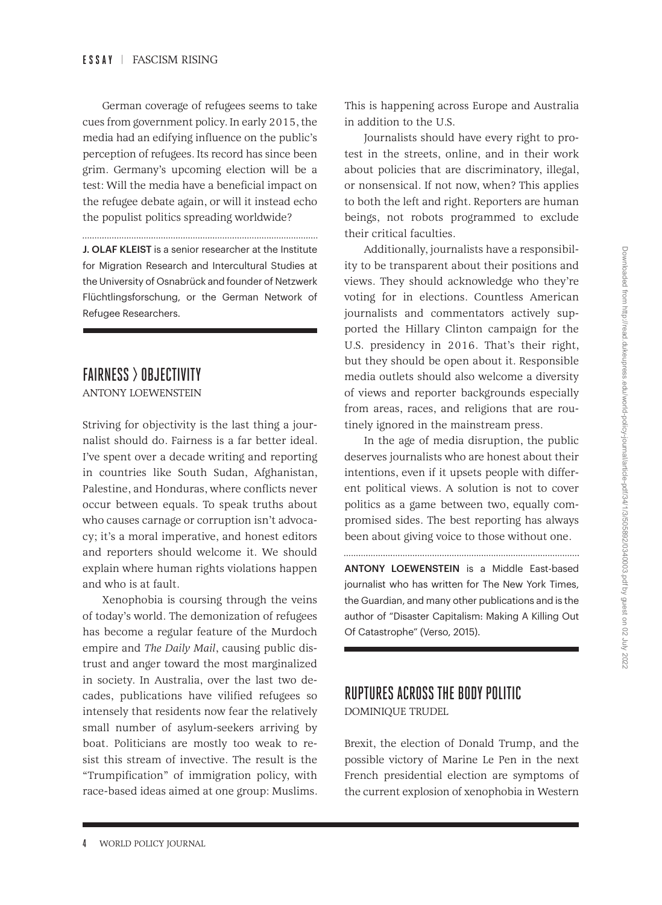German coverage of refugees seems to take cues from government policy. In early 2015, the media had an edifying influence on the public's perception of refugees. Its record has since been grim. Germany's upcoming election will be a test: Will the media have a beneficial impact on the refugee debate again, or will it instead echo the populist politics spreading worldwide?

**J. OLAF KLEIST** is a senior researcher at the Institute for Migration Research and Intercultural Studies at the University of Osnabrück and founder of Netzwerk Flüchtlingsforschung, or the German Network of Refugee Researchers.

## FAIRNESS > OBJECTIVITY

ANTONY LOEWENSTEIN

Striving for objectivity is the last thing a journalist should do. Fairness is a far better ideal. I've spent over a decade writing and reporting in countries like South Sudan, Afghanistan, Palestine, and Honduras, where conflicts never occur between equals. To speak truths about who causes carnage or corruption isn't advocacy; it's a moral imperative, and honest editors and reporters should welcome it. We should explain where human rights violations happen and who is at fault.

Xenophobia is coursing through the veins of today's world. The demonization of refugees has become a regular feature of the Murdoch empire and *The Daily Mail*, causing public distrust and anger toward the most marginalized in society. In Australia, over the last two decades, publications have vilified refugees so intensely that residents now fear the relatively small number of asylum-seekers arriving by boat. Politicians are mostly too weak to resist this stream of invective. The result is the "Trumpification" of immigration policy, with race-based ideas aimed at one group: Muslims. This is happening across Europe and Australia in addition to the U.S.

Journalists should have every right to protest in the streets, online, and in their work about policies that are discriminatory, illegal, or nonsensical. If not now, when? This applies to both the left and right. Reporters are human beings, not robots programmed to exclude their critical faculties.

Additionally, journalists have a responsibility to be transparent about their positions and views. They should acknowledge who they're voting for in elections. Countless American journalists and commentators actively supported the Hillary Clinton campaign for the U.S. presidency in 2016. That's their right, but they should be open about it. Responsible media outlets should also welcome a diversity of views and reporter backgrounds especially from areas, races, and religions that are routinely ignored in the mainstream press.

In the age of media disruption, the public deserves journalists who are honest about their intentions, even if it upsets people with different political views. A solution is not to cover politics as a game between two, equally compromised sides. The best reporting has always been about giving voice to those without one.

**ANTONY LOEWENSTEIN** is a Middle East-based journalist who has written for The New York Times, the Guardian, and many other publications and is the author of "Disaster Capitalism: Making A Killing Out Of Catastrophe" (Verso, 2015).

## RUPTURES ACROSS THE BODY POLITIC

DOMINIQUE TRUDEL

Brexit, the election of Donald Trump, and the possible victory of Marine Le Pen in the next French presidential election are symptoms of the current explosion of xenophobia in Western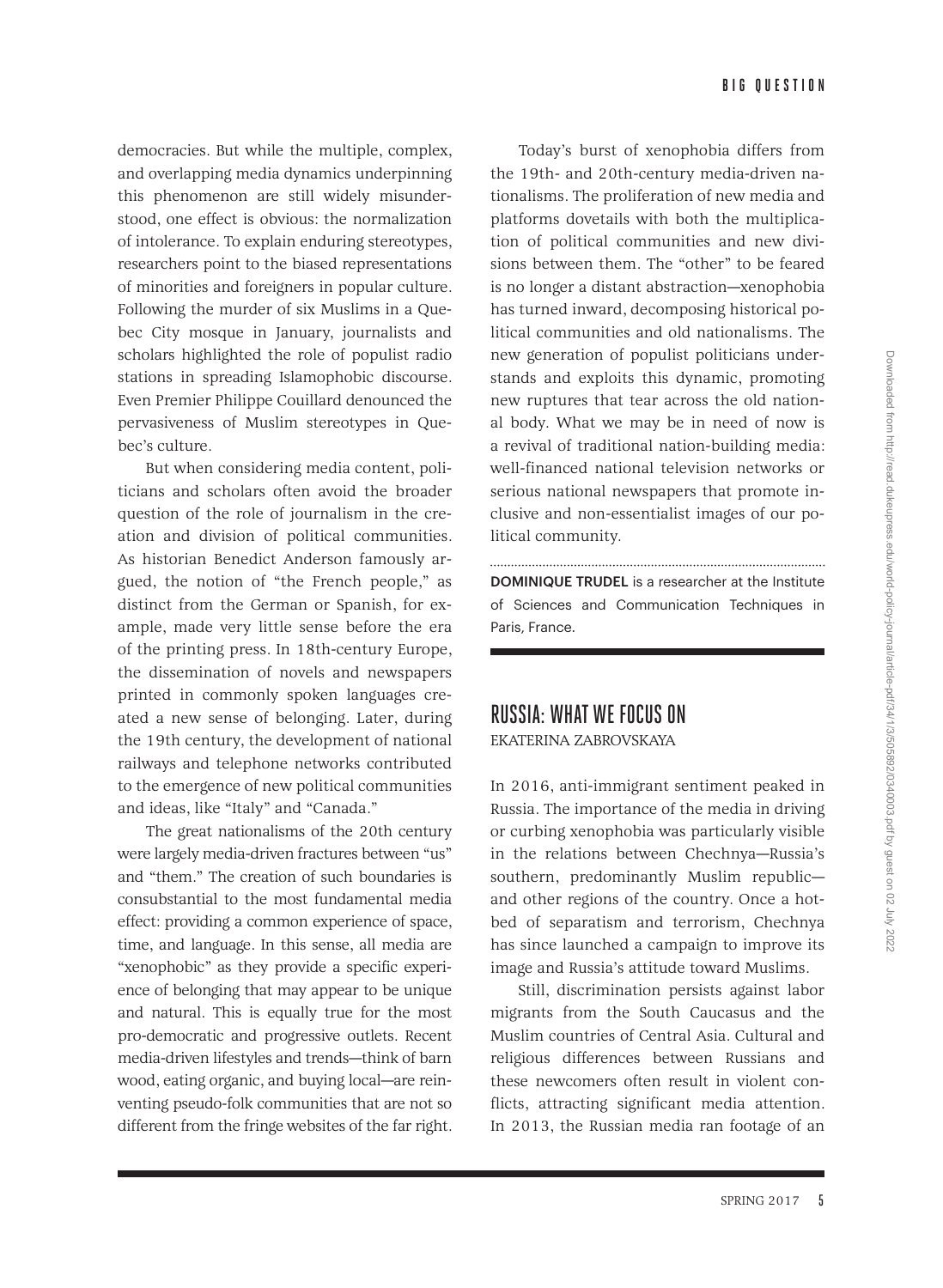democracies. But while the multiple, complex, and overlapping media dynamics underpinning this phenomenon are still widely misunderstood, one effect is obvious: the normalization of intolerance. To explain enduring stereotypes, researchers point to the biased representations of minorities and foreigners in popular culture. Following the murder of six Muslims in a Quebec City mosque in January, journalists and scholars highlighted the role of populist radio stations in spreading Islamophobic discourse. Even Premier Philippe Couillard denounced the pervasiveness of Muslim stereotypes in Quebec's culture.

But when considering media content, politicians and scholars often avoid the broader question of the role of journalism in the creation and division of political communities. As historian Benedict Anderson famously argued, the notion of "the French people," as distinct from the German or Spanish, for example, made very little sense before the era of the printing press. In 18th-century Europe, the dissemination of novels and newspapers printed in commonly spoken languages created a new sense of belonging. Later, during the 19th century, the development of national railways and telephone networks contributed to the emergence of new political communities and ideas, like "Italy" and "Canada."

The great nationalisms of the 20th century were largely media-driven fractures between "us" and "them." The creation of such boundaries is consubstantial to the most fundamental media effect: providing a common experience of space, time, and language. In this sense, all media are "xenophobic" as they provide a specific experience of belonging that may appear to be unique and natural. This is equally true for the most pro-democratic and progressive outlets. Recent media-driven lifestyles and trends—think of barn wood, eating organic, and buying local—are reinventing pseudo-folk communities that are not so different from the fringe websites of the far right.

Today's burst of xenophobia differs from the 19th- and 20th-century media-driven nationalisms. The proliferation of new media and platforms dovetails with both the multiplication of political communities and new divisions between them. The "other" to be feared is no longer a distant abstraction—xenophobia has turned inward, decomposing historical political communities and old nationalisms. The new generation of populist politicians understands and exploits this dynamic, promoting new ruptures that tear across the old national body. What we may be in need of now is a revival of traditional nation-building media: well-financed national television networks or serious national newspapers that promote inclusive and non-essentialist images of our political community.

**DOMINIQUE TRUDEL** is a researcher at the Institute of Sciences and Communication Techniques in Paris, France.

## RUSSIA: WHAT WE FOCUS ON

EKATERINA ZABROVSKAYA

In 2016, anti-immigrant sentiment peaked in Russia. The importance of the media in driving or curbing xenophobia was particularly visible in the relations between Chechnya—Russia's southern, predominantly Muslim republic—and other regions of the country. Once a hotbed of separatism and terrorism, Chechnya has since launched a campaign to improve its image and Russia's attitude toward Muslims.

Still, discrimination persists against labor migrants from the South Caucasus and the Muslim countries of Central Asia. Cultural and religious differences between Russians and these newcomers often result in violent conflicts, attracting significant media attention. In 2013, the Russian media ran footage of an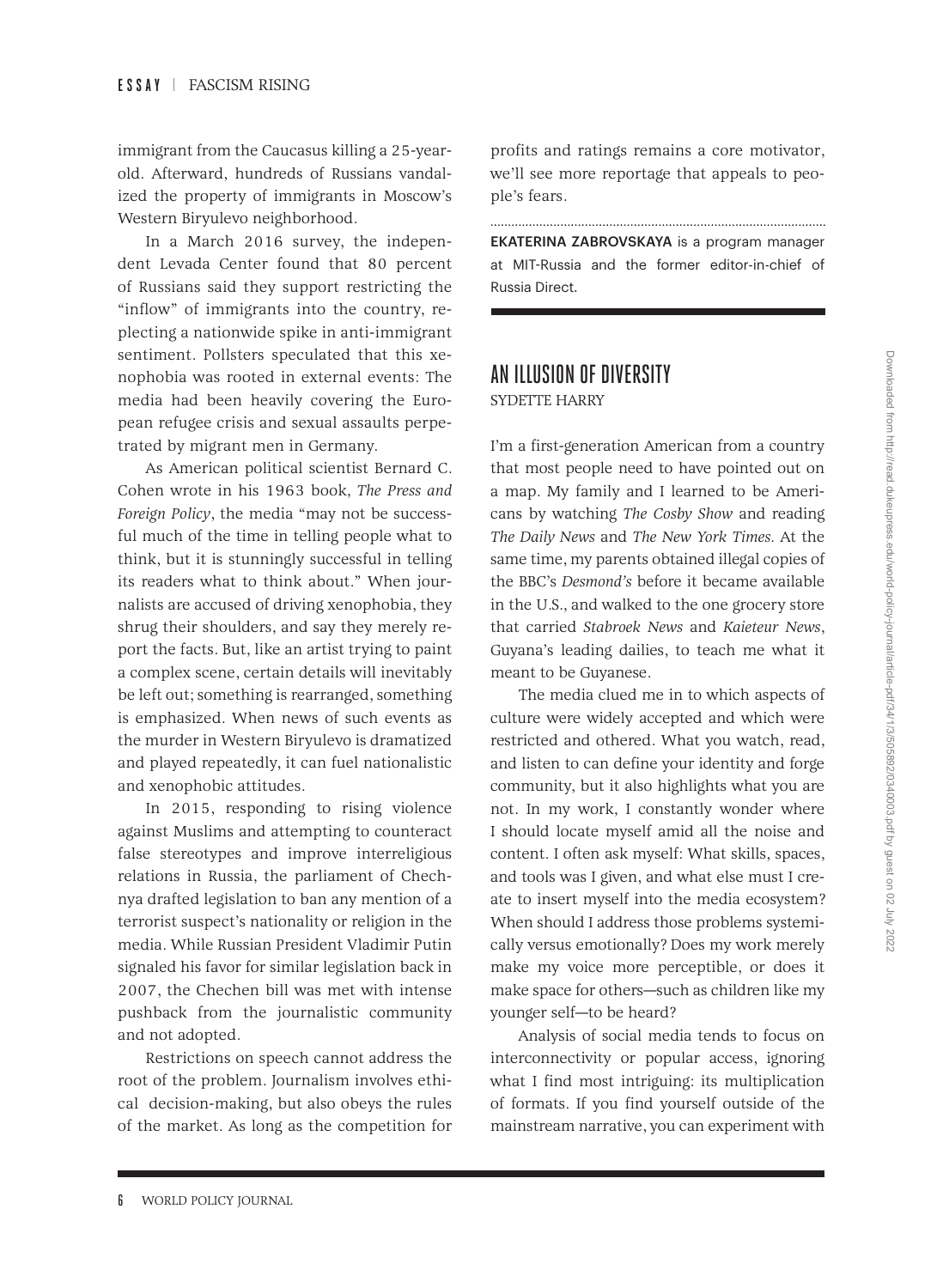immigrant from the Caucasus killing a 25-year-old. Afterward, hundreds of Russians vandalized the property of immigrants in Moscow's Western Biryulevo neighborhood.

In a March 2016 survey, the independent Levada Center found that 80 percent of Russians said they support restricting the "inflow" of immigrants into the country, replecting a nationwide spike in anti-immigrant sentiment. Pollsters speculated that this xenophobia was rooted in external events: The media had been heavily covering the European refugee crisis and sexual assaults perpetrated by migrant men in Germany.

As American political scientist Bernard C. Cohen wrote in his 1963 book, *The Press and Foreign Policy*, the media "may not be successful much of the time in telling people what to think, but it is stunningly successful in telling its readers what to think about." When journalists are accused of driving xenophobia, they shrug their shoulders, and say they merely report the facts. But, like an artist trying to paint a complex scene, certain details will inevitably be left out; something is rearranged, something is emphasized. When news of such events as the murder in Western Biryulevo is dramatized and played repeatedly, it can fuel nationalistic and xenophobic attitudes.

In 2015, responding to rising violence against Muslims and attempting to counteract false stereotypes and improve interreligious relations in Russia, the parliament of Chechnya drafted legislation to ban any mention of a terrorist suspect's nationality or religion in the media. While Russian President Vladimir Putin signaled his favor for similar legislation back in 2007, the Chechen bill was met with intense pushback from the journalistic community and not adopted.

Restrictions on speech cannot address the root of the problem. Journalism involves ethical decision-making, but also obeys the rules of the market. As long as the competition for profits and ratings remains a core motivator, we'll see more reportage that appeals to people's fears.

**EKATERINA ZABROVSKAYA** is a program manager at MIT-Russia and the former editor-in-chief of Russia Direct.

## AN ILLUSION OF DIVERSITY

SYDETTE HARRY

I'm a first-generation American from a country that most people need to have pointed out on a map. My family and I learned to be Americans by watching *The Cosby Show* and reading *The Daily News* and *The New York Times*. At the same time, my parents obtained illegal copies of the BBC's *Desmond's* before it became available in the U.S., and walked to the one grocery store that carried *Stabroek News* and *Kaieteur News*, Guyana's leading dailies, to teach me what it meant to be Guyanese.

The media clued me in to which aspects of culture were widely accepted and which were restricted and othered. What you watch, read, and listen to can define your identity and forge community, but it also highlights what you are not. In my work, I constantly wonder where I should locate myself amid all the noise and content. I often ask myself: What skills, spaces, and tools was I given, and what else must I create to insert myself into the media ecosystem? When should I address those problems systemically versus emotionally? Does my work merely make my voice more perceptible, or does it make space for others—such as children like my younger self—to be heard?

Analysis of social media tends to focus on interconnectivity or popular access, ignoring what I find most intriguing: its multiplication of formats. If you find yourself outside of the mainstream narrative, you can experiment with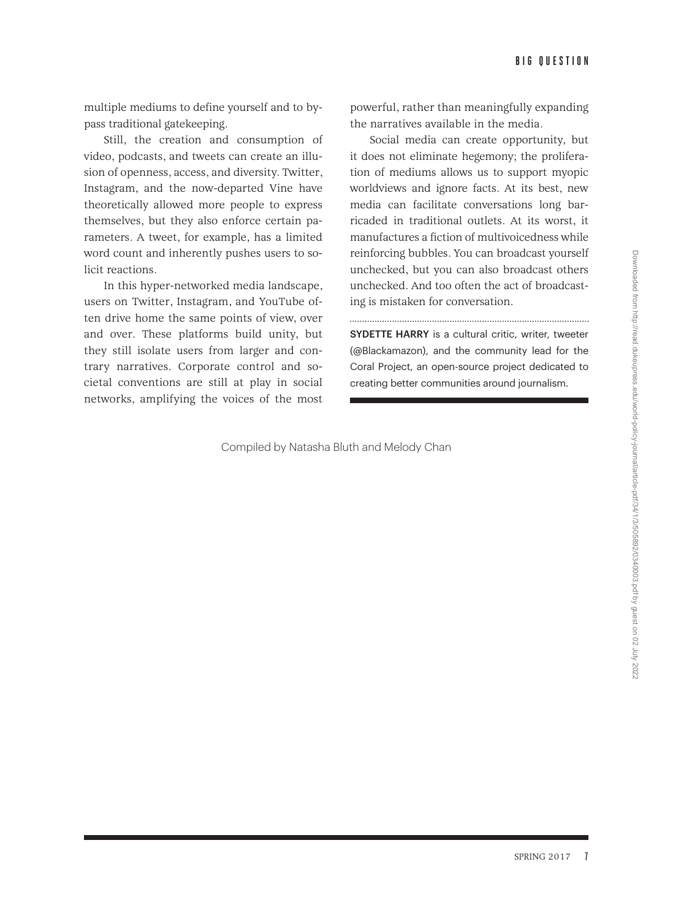multiple mediums to define yourself and to bypass traditional gatekeeping.

Still, the creation and consumption of video, podcasts, and tweets can create an illusion of openness, access, and diversity. Twitter, Instagram, and the now-departed Vine have theoretically allowed more people to express themselves, but they also enforce certain parameters. A tweet, for example, has a limited word count and inherently pushes users to solicit reactions.

In this hyper-networked media landscape, users on Twitter, Instagram, and YouTube often drive home the same points of view, over and over. These platforms build unity, but they still isolate users from larger and contrary narratives. Corporate control and societal conventions are still at play in social networks, amplifying the voices of the most powerful, rather than meaningfully expanding the narratives available in the media.

Social media can create opportunity, but it does not eliminate hegemony; the proliferation of mediums allows us to support myopic worldviews and ignore facts. At its best, new media can facilitate conversations long barricaded in traditional outlets. At its worst, it manufactures a fiction of multivoicedness while reinforcing bubbles. You can broadcast yourself unchecked, but you can also broadcast others unchecked. And too often the act of broadcasting is mistaken for conversation.

**SYDETTE HARRY** is a cultural critic, writer, tweeter (@Blackamazon), and the community lead for the Coral Project, an open-source project dedicated to creating better communities around journalism.

Compiled by Natasha Bluth and Melody Chan